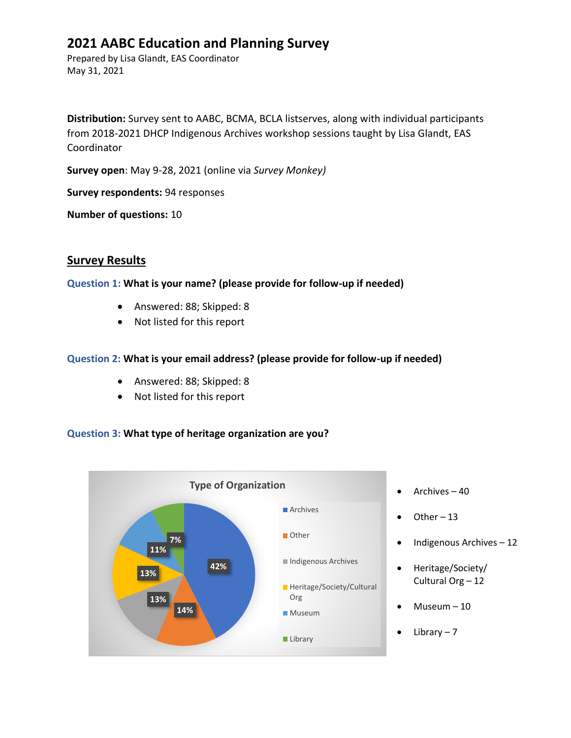# 2021 AABC Education and Planning Survey

Prepared by Lisa Glandt, EAS Coordinator
May 31, 2021

**Distribution:** Survey sent to AABC, BCMA, BCLA listserves, along with individual participants from 2018-2021 DHCP Indigenous Archives workshop sessions taught by Lisa Glandt, EAS Coordinator

**Survey open**: May 9-28, 2021 (online via *Survey Monkey)*

**Survey respondents:** 94 responses

**Number of questions:** 10

## Survey Results

**Question 1: What is your name? (please provide for follow-up if needed)**

- Answered: 88; Skipped: 8
- Not listed for this report

**Question 2: What is your email address? (please provide for follow-up if needed)**

- Answered: 88; Skipped: 8
- Not listed for this report

**Question 3: What type of heritage organization are you?**

Type of Organization

| Type | Percentage |
|---|---|
| Archives | 42% |
| Other | 14% |
| Indigenous Archives | 13% |
| Heritage/Society/Cultural Org | 13% |
| Museum | 11% |
| Library | 7% |

- Archives – 40
- Other – 13
- Indigenous Archives – 12
- Heritage/Society/ Cultural Org – 12
- Museum – 10
- Library – 7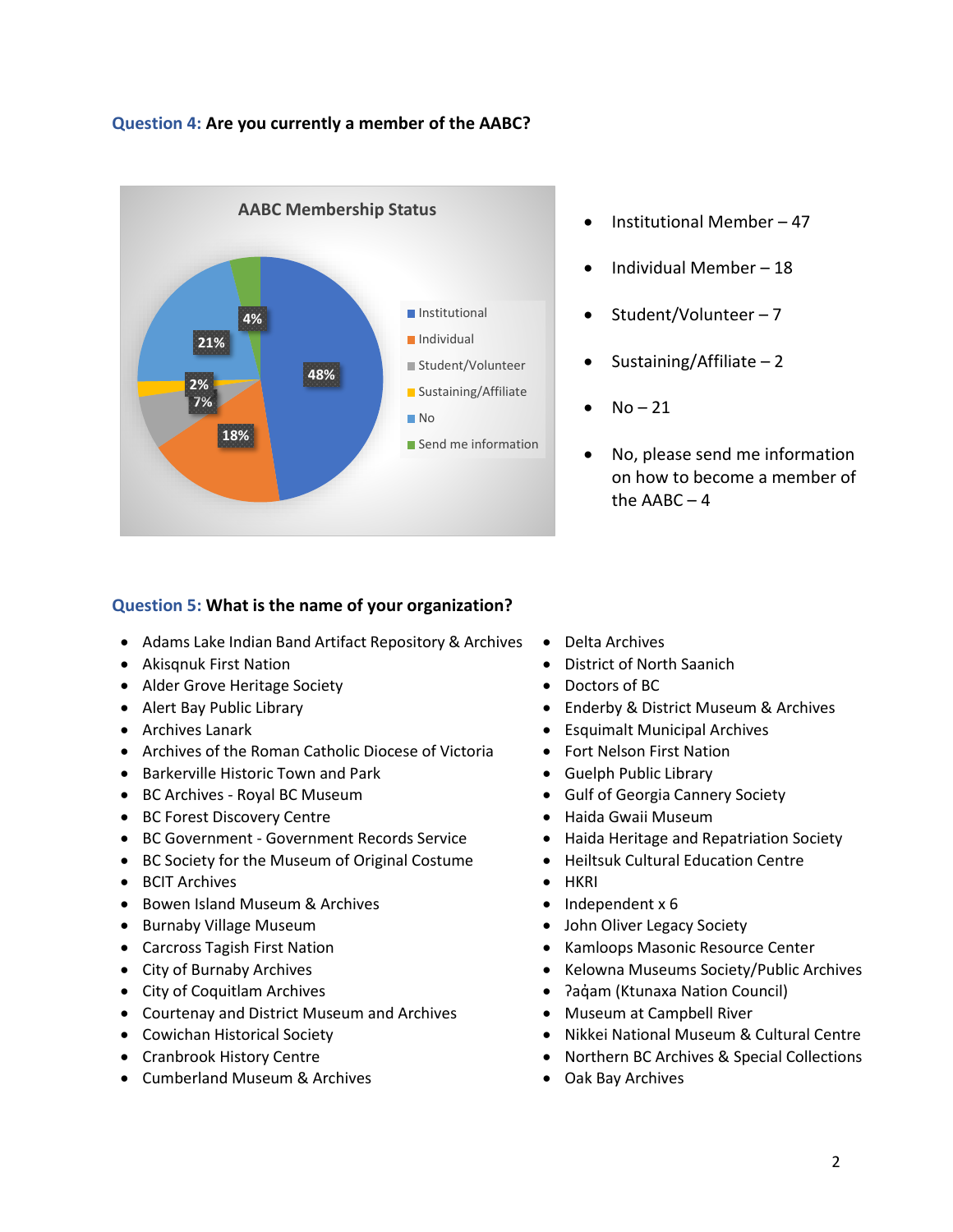**Question 4:** Are you currently a member of the AABC?

AABC Membership Status

- Institutional 48%
- Individual 18%
- Student/Volunteer 7%
- Sustaining/Affiliate 2%
- No 21%
- Send me information 4%

- Institutional Member – 47
- Individual Member – 18
- Student/Volunteer – 7
- Sustaining/Affiliate – 2
- No – 21
- No, please send me information on how to become a member of the AABC – 4

**Question 5:** What is the name of your organization?

- Adams Lake Indian Band Artifact Repository & Archives
- Akisqnuk First Nation
- Alder Grove Heritage Society
- Alert Bay Public Library
- Archives Lanark
- Archives of the Roman Catholic Diocese of Victoria
- Barkerville Historic Town and Park
- BC Archives - Royal BC Museum
- BC Forest Discovery Centre
- BC Government - Government Records Service
- BC Society for the Museum of Original Costume
- BCIT Archives
- Bowen Island Museum & Archives
- Burnaby Village Museum
- Carcross Tagish First Nation
- City of Burnaby Archives
- City of Coquitlam Archives
- Courtenay and District Museum and Archives
- Cowichan Historical Society
- Cranbrook History Centre
- Cumberland Museum & Archives
- Delta Archives
- District of North Saanich
- Doctors of BC
- Enderby & District Museum & Archives
- Esquimalt Municipal Archives
- Fort Nelson First Nation
- Guelph Public Library
- Gulf of Georgia Cannery Society
- Haida Gwaii Museum
- Haida Heritage and Repatriation Society
- Heiltsuk Cultural Education Centre
- HKRI
- Independent x 6
- John Oliver Legacy Society
- Kamloops Masonic Resource Center
- Kelowna Museums Society/Public Archives
- ʔaq̓am (Ktunaxa Nation Council)
- Museum at Campbell River
- Nikkei National Museum & Cultural Centre
- Northern BC Archives & Special Collections
- Oak Bay Archives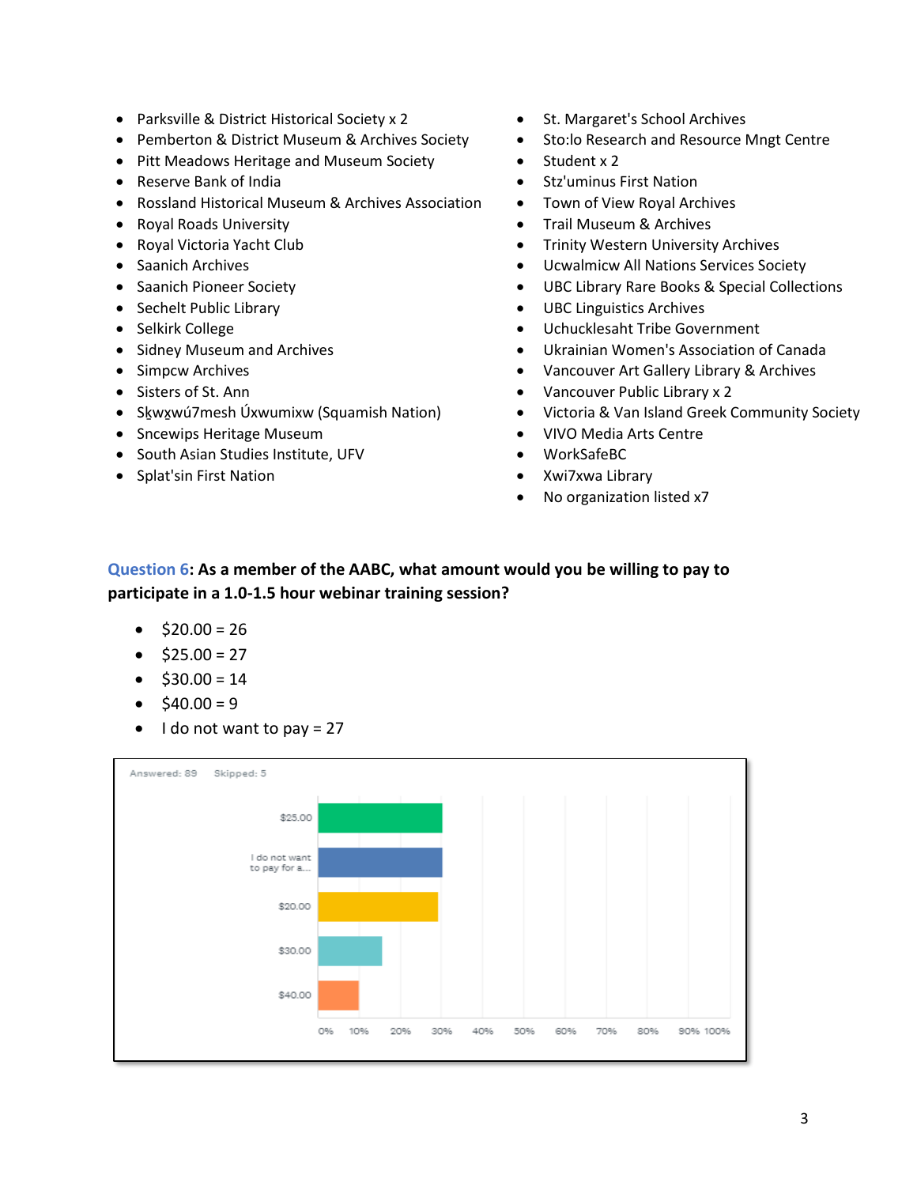- Parksville & District Historical Society x 2
- Pemberton & District Museum & Archives Society
- Pitt Meadows Heritage and Museum Society
- Reserve Bank of India
- Rossland Historical Museum & Archives Association
- Royal Roads University
- Royal Victoria Yacht Club
- Saanich Archives
- Saanich Pioneer Society
- Sechelt Public Library
- Selkirk College
- Sidney Museum and Archives
- Simpcw Archives
- Sisters of St. Ann
- Sḵwx̱wú7mesh Úxwumixw (Squamish Nation)
- Sncewips Heritage Museum
- South Asian Studies Institute, UFV
- Splat'sin First Nation
- St. Margaret's School Archives
- Sto:lo Research and Resource Mngt Centre
- Student x 2
- Stz'uminus First Nation
- Town of View Royal Archives
- Trail Museum & Archives
- Trinity Western University Archives
- Ucwalmicw All Nations Services Society
- UBC Library Rare Books & Special Collections
- UBC Linguistics Archives
- Uchucklesaht Tribe Government
- Ukrainian Women's Association of Canada
- Vancouver Art Gallery Library & Archives
- Vancouver Public Library x 2
- Victoria & Van Island Greek Community Society
- VIVO Media Arts Centre
- WorkSafeBC
- Xwi7xwa Library
- No organization listed x7

**Question 6: As a member of the AABC, what amount would you be willing to pay to participate in a 1.0-1.5 hour webinar training session?**

- $20.00 = 26
- $25.00 = 27
- $30.00 = 14
- $40.00 = 9
- I do not want to pay = 27

Answered: 89 Skipped: 5

| Response | Approx. % |
|---|---|
| $25.00 | ~30% |
| I do not want to pay for a... | ~30% |
| $20.00 | ~29% |
| $30.00 | ~16% |
| $40.00 | ~10% |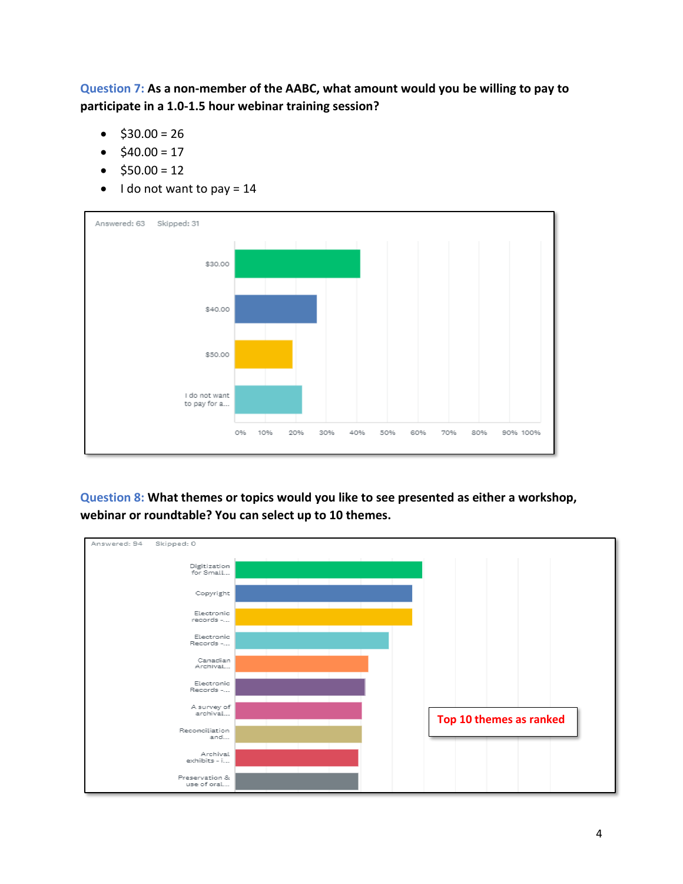**Question 7: As a non-member of the AABC, what amount would you be willing to pay to participate in a 1.0-1.5 hour webinar training session?**

- $30.00 = 26
- $40.00 = 17
- $50.00 = 12
- I do not want to pay = 14

Answered: 63 Skipped: 31

| Option | Approx. % |
|---|---|
| $30.00 | ~41% |
| $40.00 | ~27% |
| $50.00 | ~19% |
| I do not want to pay for a... | ~22% |

**Question 8: What themes or topics would you like to see presented as either a workshop, webinar or roundtable? You can select up to 10 themes.**

Answered: 94 Skipped: 0

Top 10 themes as ranked

- Digitization for Small...
- Copyright
- Electronic records -...
- Electronic Records -...
- Canadian Archival...
- Electronic Records -...
- A survey of archival...
- Reconciliation and...
- Archival exhibits - i...
- Preservation & use of oral...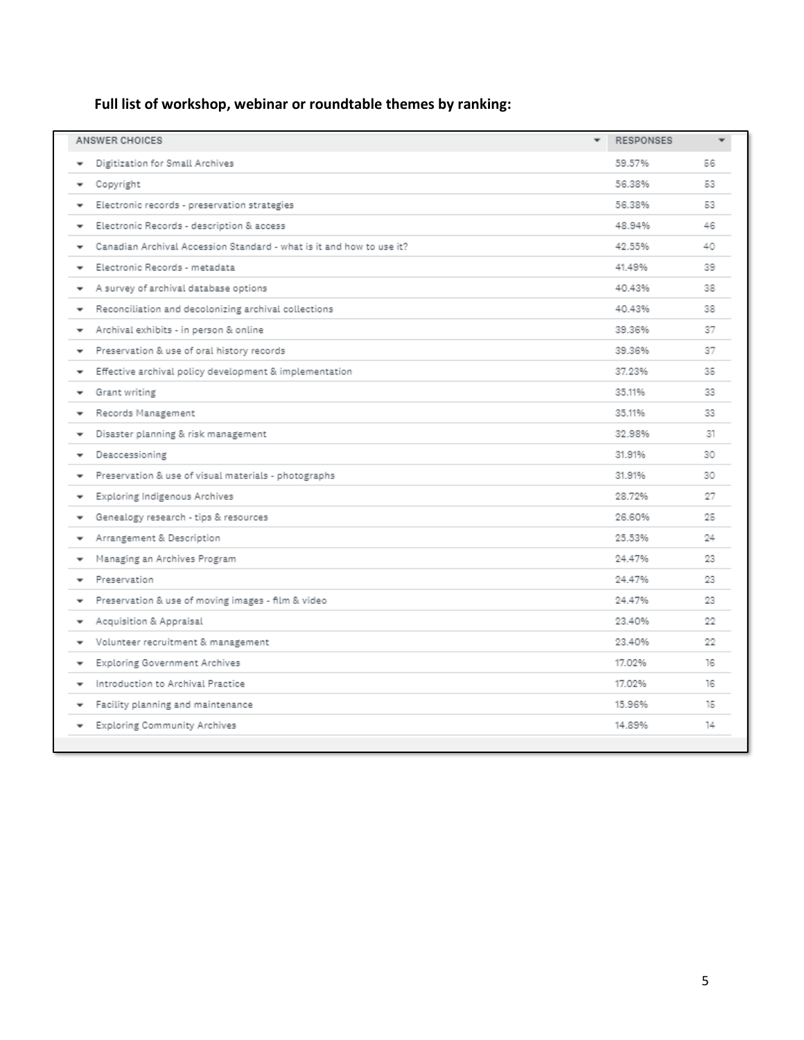**Full list of workshop, webinar or roundtable themes by ranking:**

| ANSWER CHOICES | RESPONSES | |
|---|---|---|
| Digitization for Small Archives | 59.57% | 56 |
| Copyright | 56.38% | 53 |
| Electronic records - preservation strategies | 56.38% | 53 |
| Electronic Records - description & access | 48.94% | 46 |
| Canadian Archival Accession Standard - what is it and how to use it? | 42.55% | 40 |
| Electronic Records - metadata | 41.49% | 39 |
| A survey of archival database options | 40.43% | 38 |
| Reconciliation and decolonizing archival collections | 40.43% | 38 |
| Archival exhibits - in person & online | 39.36% | 37 |
| Preservation & use of oral history records | 39.36% | 37 |
| Effective archival policy development & implementation | 37.23% | 35 |
| Grant writing | 35.11% | 33 |
| Records Management | 35.11% | 33 |
| Disaster planning & risk management | 32.98% | 31 |
| Deaccessioning | 31.91% | 30 |
| Preservation & use of visual materials - photographs | 31.91% | 30 |
| Exploring Indigenous Archives | 28.72% | 27 |
| Genealogy research - tips & resources | 26.60% | 25 |
| Arrangement & Description | 25.53% | 24 |
| Managing an Archives Program | 24.47% | 23 |
| Preservation | 24.47% | 23 |
| Preservation & use of moving images - film & video | 24.47% | 23 |
| Acquisition & Appraisal | 23.40% | 22 |
| Volunteer recruitment & management | 23.40% | 22 |
| Exploring Government Archives | 17.02% | 16 |
| Introduction to Archival Practice | 17.02% | 16 |
| Facility planning and maintenance | 15.96% | 15 |
| Exploring Community Archives | 14.89% | 14 |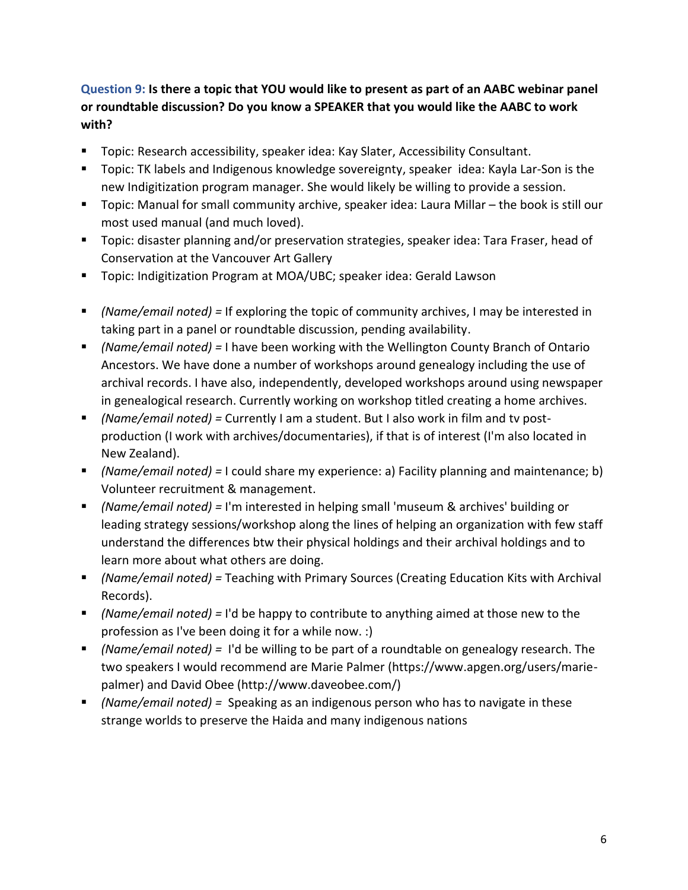**Question 9: Is there a topic that YOU would like to present as part of an AABC webinar panel or roundtable discussion? Do you know a SPEAKER that you would like the AABC to work with?**

- Topic: Research accessibility, speaker idea: Kay Slater, Accessibility Consultant.
- Topic: TK labels and Indigenous knowledge sovereignty, speaker idea: Kayla Lar-Son is the new Indigitization program manager. She would likely be willing to provide a session.
- Topic: Manual for small community archive, speaker idea: Laura Millar – the book is still our most used manual (and much loved).
- Topic: disaster planning and/or preservation strategies, speaker idea: Tara Fraser, head of Conservation at the Vancouver Art Gallery
- Topic: Indigitization Program at MOA/UBC; speaker idea: Gerald Lawson

- *(Name/email noted) =* If exploring the topic of community archives, I may be interested in taking part in a panel or roundtable discussion, pending availability.
- *(Name/email noted) =* I have been working with the Wellington County Branch of Ontario Ancestors. We have done a number of workshops around genealogy including the use of archival records. I have also, independently, developed workshops around using newspaper in genealogical research. Currently working on workshop titled creating a home archives.
- *(Name/email noted) =* Currently I am a student. But I also work in film and tv post-production (I work with archives/documentaries), if that is of interest (I'm also located in New Zealand).
- *(Name/email noted) =* I could share my experience: a) Facility planning and maintenance; b) Volunteer recruitment & management.
- *(Name/email noted) =* I'm interested in helping small 'museum & archives' building or leading strategy sessions/workshop along the lines of helping an organization with few staff understand the differences btw their physical holdings and their archival holdings and to learn more about what others are doing.
- *(Name/email noted) =* Teaching with Primary Sources (Creating Education Kits with Archival Records).
- *(Name/email noted) =* I'd be happy to contribute to anything aimed at those new to the profession as I've been doing it for a while now. :)
- *(Name/email noted) =* I'd be willing to be part of a roundtable on genealogy research. The two speakers I would recommend are Marie Palmer (https://www.apgen.org/users/marie-palmer) and David Obee (http://www.daveobee.com/)
- *(Name/email noted) =* Speaking as an indigenous person who has to navigate in these strange worlds to preserve the Haida and many indigenous nations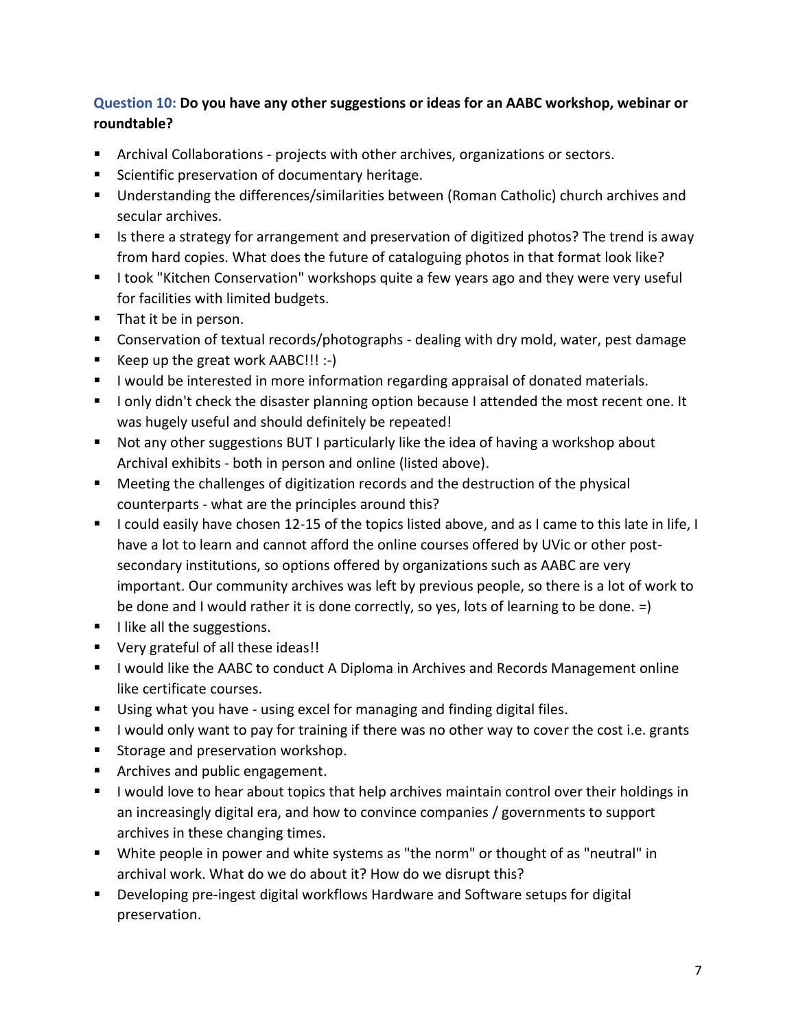**Question 10: Do you have any other suggestions or ideas for an AABC workshop, webinar or roundtable?**

- Archival Collaborations - projects with other archives, organizations or sectors.
- Scientific preservation of documentary heritage.
- Understanding the differences/similarities between (Roman Catholic) church archives and secular archives.
- Is there a strategy for arrangement and preservation of digitized photos? The trend is away from hard copies. What does the future of cataloguing photos in that format look like?
- I took "Kitchen Conservation" workshops quite a few years ago and they were very useful for facilities with limited budgets.
- That it be in person.
- Conservation of textual records/photographs - dealing with dry mold, water, pest damage
- Keep up the great work AABC!!! :-)
- I would be interested in more information regarding appraisal of donated materials.
- I only didn't check the disaster planning option because I attended the most recent one. It was hugely useful and should definitely be repeated!
- Not any other suggestions BUT I particularly like the idea of having a workshop about Archival exhibits - both in person and online (listed above).
- Meeting the challenges of digitization records and the destruction of the physical counterparts - what are the principles around this?
- I could easily have chosen 12-15 of the topics listed above, and as I came to this late in life, I have a lot to learn and cannot afford the online courses offered by UVic or other post-secondary institutions, so options offered by organizations such as AABC are very important. Our community archives was left by previous people, so there is a lot of work to be done and I would rather it is done correctly, so yes, lots of learning to be done. =)
- I like all the suggestions.
- Very grateful of all these ideas!!
- I would like the AABC to conduct A Diploma in Archives and Records Management online like certificate courses.
- Using what you have - using excel for managing and finding digital files.
- I would only want to pay for training if there was no other way to cover the cost i.e. grants
- Storage and preservation workshop.
- Archives and public engagement.
- I would love to hear about topics that help archives maintain control over their holdings in an increasingly digital era, and how to convince companies / governments to support archives in these changing times.
- White people in power and white systems as "the norm" or thought of as "neutral" in archival work. What do we do about it? How do we disrupt this?
- Developing pre-ingest digital workflows Hardware and Software setups for digital preservation.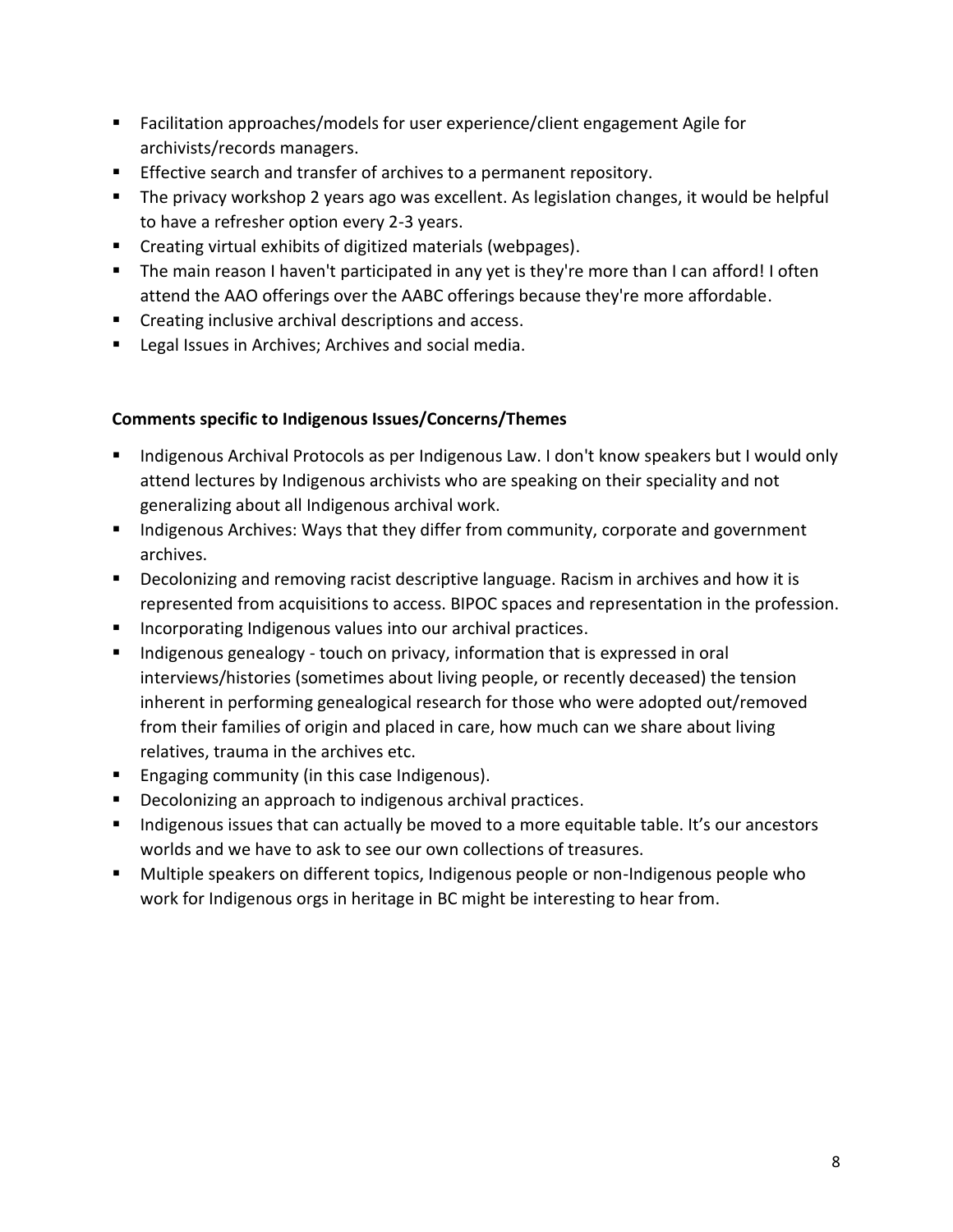- Facilitation approaches/models for user experience/client engagement Agile for archivists/records managers.
- Effective search and transfer of archives to a permanent repository.
- The privacy workshop 2 years ago was excellent. As legislation changes, it would be helpful to have a refresher option every 2-3 years.
- Creating virtual exhibits of digitized materials (webpages).
- The main reason I haven't participated in any yet is they're more than I can afford! I often attend the AAO offerings over the AABC offerings because they're more affordable.
- Creating inclusive archival descriptions and access.
- Legal Issues in Archives; Archives and social media.

**Comments specific to Indigenous Issues/Concerns/Themes**

- Indigenous Archival Protocols as per Indigenous Law. I don't know speakers but I would only attend lectures by Indigenous archivists who are speaking on their speciality and not generalizing about all Indigenous archival work.
- Indigenous Archives: Ways that they differ from community, corporate and government archives.
- Decolonizing and removing racist descriptive language. Racism in archives and how it is represented from acquisitions to access. BIPOC spaces and representation in the profession.
- Incorporating Indigenous values into our archival practices.
- Indigenous genealogy - touch on privacy, information that is expressed in oral interviews/histories (sometimes about living people, or recently deceased) the tension inherent in performing genealogical research for those who were adopted out/removed from their families of origin and placed in care, how much can we share about living relatives, trauma in the archives etc.
- Engaging community (in this case Indigenous).
- Decolonizing an approach to indigenous archival practices.
- Indigenous issues that can actually be moved to a more equitable table. It's our ancestors worlds and we have to ask to see our own collections of treasures.
- Multiple speakers on different topics, Indigenous people or non-Indigenous people who work for Indigenous orgs in heritage in BC might be interesting to hear from.